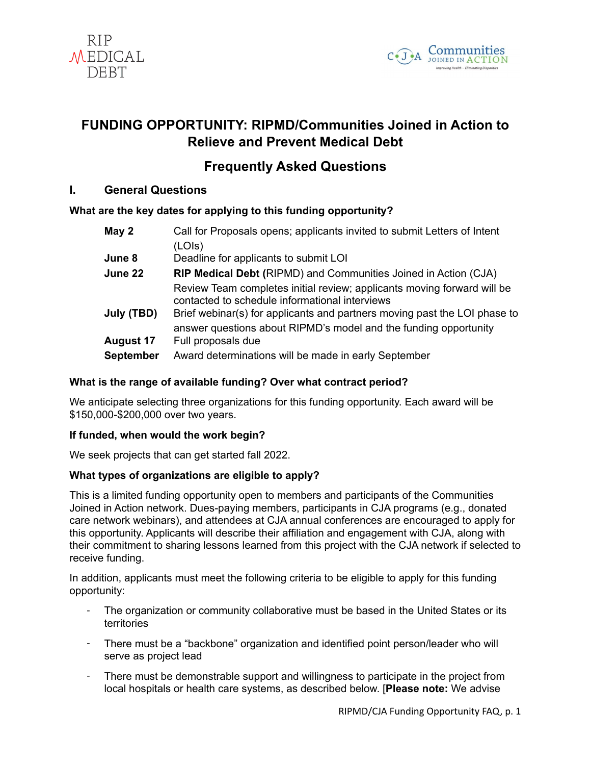RIP MEDICAL DEBT

Communities JOINED IN ACTION
*Improving Health – Eliminating Disparities*

# FUNDING OPPORTUNITY: RIPMD/Communities Joined in Action to Relieve and Prevent Medical Debt

## Frequently Asked Questions

### I. General Questions

**What are the key dates for applying to this funding opportunity?**

| | |
|---|---|
| **May 2** | Call for Proposals opens; applicants invited to submit Letters of Intent (LOIs) |
| **June 8** | Deadline for applicants to submit LOI |
| **June 22** | **RIP Medical Debt (**RIPMD) and Communities Joined in Action (CJA) Review Team completes initial review; applicants moving forward will be contacted to schedule informational interviews |
| **July (TBD)** | Brief webinar(s) for applicants and partners moving past the LOI phase to answer questions about RIPMD's model and the funding opportunity |
| **August 17** | Full proposals due |
| **September** | Award determinations will be made in early September |

**What is the range of available funding? Over what contract period?**

We anticipate selecting three organizations for this funding opportunity. Each award will be $150,000-$200,000 over two years.

**If funded, when would the work begin?**

We seek projects that can get started fall 2022.

**What types of organizations are eligible to apply?**

This is a limited funding opportunity open to members and participants of the Communities Joined in Action network. Dues-paying members, participants in CJA programs (e.g., donated care network webinars), and attendees at CJA annual conferences are encouraged to apply for this opportunity. Applicants will describe their affiliation and engagement with CJA, along with their commitment to sharing lessons learned from this project with the CJA network if selected to receive funding.

In addition, applicants must meet the following criteria to be eligible to apply for this funding opportunity:

- The organization or community collaborative must be based in the United States or its territories
- There must be a "backbone" organization and identified point person/leader who will serve as project lead
- There must be demonstrable support and willingness to participate in the project from local hospitals or health care systems, as described below. [**Please note:** We advise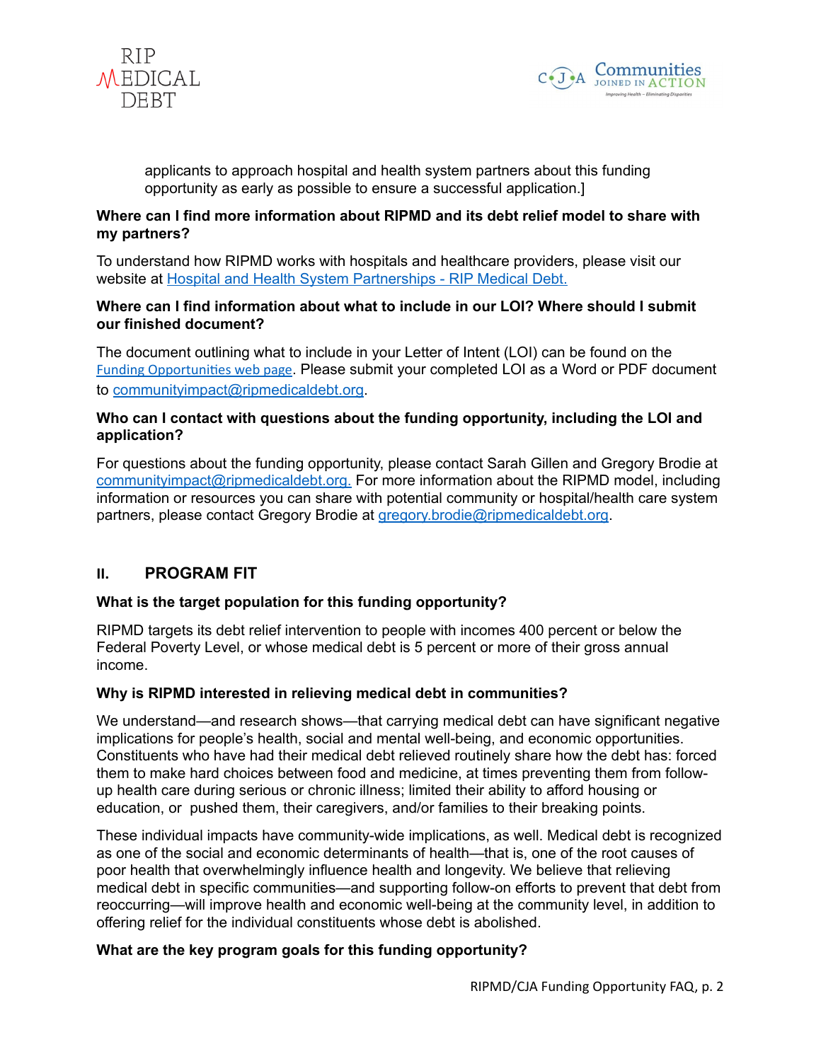applicants to approach hospital and health system partners about this funding opportunity as early as possible to ensure a successful application.]

**Where can I find more information about RIPMD and its debt relief model to share with my partners?**

To understand how RIPMD works with hospitals and healthcare providers, please visit our website at [Hospital and Health System Partnerships - RIP Medical Debt.](#)

**Where can I find information about what to include in our LOI? Where should I submit our finished document?**

The document outlining what to include in your Letter of Intent (LOI) can be found on the [Funding Opportunities web page](#). Please submit your completed LOI as a Word or PDF document to [communityimpact@ripmedicaldebt.org](mailto:communityimpact@ripmedicaldebt.org).

**Who can I contact with questions about the funding opportunity, including the LOI and application?**

For questions about the funding opportunity, please contact Sarah Gillen and Gregory Brodie at [communityimpact@ripmedicaldebt.org.](mailto:communityimpact@ripmedicaldebt.org) For more information about the RIPMD model, including information or resources you can share with potential community or hospital/health care system partners, please contact Gregory Brodie at [gregory.brodie@ripmedicaldebt.org](mailto:gregory.brodie@ripmedicaldebt.org).

## II. PROGRAM FIT

**What is the target population for this funding opportunity?**

RIPMD targets its debt relief intervention to people with incomes 400 percent or below the Federal Poverty Level, or whose medical debt is 5 percent or more of their gross annual income.

**Why is RIPMD interested in relieving medical debt in communities?**

We understand—and research shows—that carrying medical debt can have significant negative implications for people's health, social and mental well-being, and economic opportunities. Constituents who have had their medical debt relieved routinely share how the debt has: forced them to make hard choices between food and medicine, at times preventing them from follow-up health care during serious or chronic illness; limited their ability to afford housing or education, or pushed them, their caregivers, and/or families to their breaking points.

These individual impacts have community-wide implications, as well. Medical debt is recognized as one of the social and economic determinants of health—that is, one of the root causes of poor health that overwhelmingly influence health and longevity. We believe that relieving medical debt in specific communities—and supporting follow-on efforts to prevent that debt from reoccurring—will improve health and economic well-being at the community level, in addition to offering relief for the individual constituents whose debt is abolished.

**What are the key program goals for this funding opportunity?**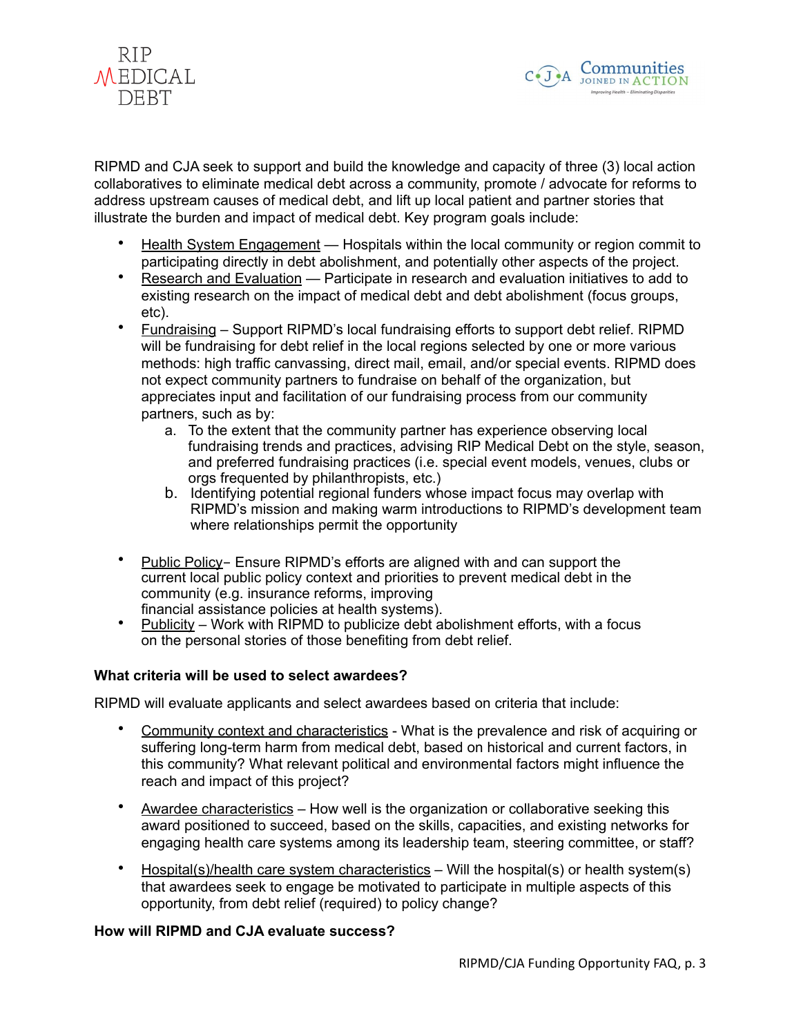RIPMD and CJA seek to support and build the knowledge and capacity of three (3) local action collaboratives to eliminate medical debt across a community, promote / advocate for reforms to address upstream causes of medical debt, and lift up local patient and partner stories that illustrate the burden and impact of medical debt. Key program goals include:

- Health System Engagement — Hospitals within the local community or region commit to participating directly in debt abolishment, and potentially other aspects of the project.
- Research and Evaluation — Participate in research and evaluation initiatives to add to existing research on the impact of medical debt and debt abolishment (focus groups, etc).
- Fundraising – Support RIPMD's local fundraising efforts to support debt relief. RIPMD will be fundraising for debt relief in the local regions selected by one or more various methods: high traffic canvassing, direct mail, email, and/or special events. RIPMD does not expect community partners to fundraise on behalf of the organization, but appreciates input and facilitation of our fundraising process from our community partners, such as by:
    a. To the extent that the community partner has experience observing local fundraising trends and practices, advising RIP Medical Debt on the style, season, and preferred fundraising practices (i.e. special event models, venues, clubs or orgs frequented by philanthropists, etc.)
    b. Identifying potential regional funders whose impact focus may overlap with RIPMD's mission and making warm introductions to RIPMD's development team where relationships permit the opportunity
- Public Policy– Ensure RIPMD's efforts are aligned with and can support the current local public policy context and priorities to prevent medical debt in the community (e.g. insurance reforms, improving financial assistance policies at health systems).
- Publicity – Work with RIPMD to publicize debt abolishment efforts, with a focus on the personal stories of those benefiting from debt relief.

**What criteria will be used to select awardees?**

RIPMD will evaluate applicants and select awardees based on criteria that include:

- Community context and characteristics - What is the prevalence and risk of acquiring or suffering long-term harm from medical debt, based on historical and current factors, in this community? What relevant political and environmental factors might influence the reach and impact of this project?

- Awardee characteristics – How well is the organization or collaborative seeking this award positioned to succeed, based on the skills, capacities, and existing networks for engaging health care systems among its leadership team, steering committee, or staff?

- Hospital(s)/health care system characteristics – Will the hospital(s) or health system(s) that awardees seek to engage be motivated to participate in multiple aspects of this opportunity, from debt relief (required) to policy change?

**How will RIPMD and CJA evaluate success?**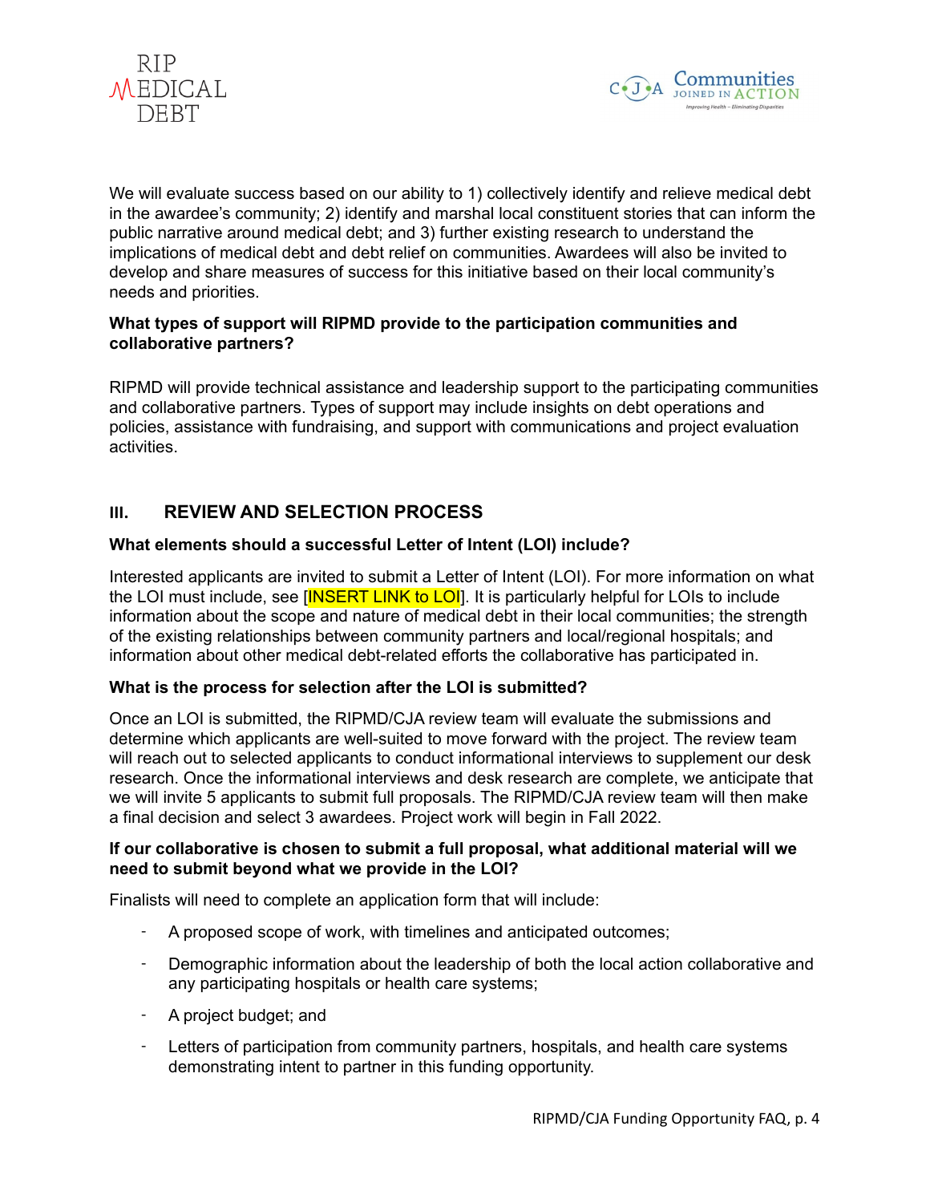We will evaluate success based on our ability to 1) collectively identify and relieve medical debt in the awardee's community; 2) identify and marshal local constituent stories that can inform the public narrative around medical debt; and 3) further existing research to understand the implications of medical debt and debt relief on communities. Awardees will also be invited to develop and share measures of success for this initiative based on their local community's needs and priorities.

**What types of support will RIPMD provide to the participation communities and collaborative partners?**

RIPMD will provide technical assistance and leadership support to the participating communities and collaborative partners. Types of support may include insights on debt operations and policies, assistance with fundraising, and support with communications and project evaluation activities.

## III. REVIEW AND SELECTION PROCESS

**What elements should a successful Letter of Intent (LOI) include?**

Interested applicants are invited to submit a Letter of Intent (LOI). For more information on what the LOI must include, see [INSERT LINK to LOI]. It is particularly helpful for LOIs to include information about the scope and nature of medical debt in their local communities; the strength of the existing relationships between community partners and local/regional hospitals; and information about other medical debt-related efforts the collaborative has participated in.

**What is the process for selection after the LOI is submitted?**

Once an LOI is submitted, the RIPMD/CJA review team will evaluate the submissions and determine which applicants are well-suited to move forward with the project. The review team will reach out to selected applicants to conduct informational interviews to supplement our desk research. Once the informational interviews and desk research are complete, we anticipate that we will invite 5 applicants to submit full proposals. The RIPMD/CJA review team will then make a final decision and select 3 awardees. Project work will begin in Fall 2022.

**If our collaborative is chosen to submit a full proposal, what additional material will we need to submit beyond what we provide in the LOI?**

Finalists will need to complete an application form that will include:

- A proposed scope of work, with timelines and anticipated outcomes;
- Demographic information about the leadership of both the local action collaborative and any participating hospitals or health care systems;
- A project budget; and
- Letters of participation from community partners, hospitals, and health care systems demonstrating intent to partner in this funding opportunity.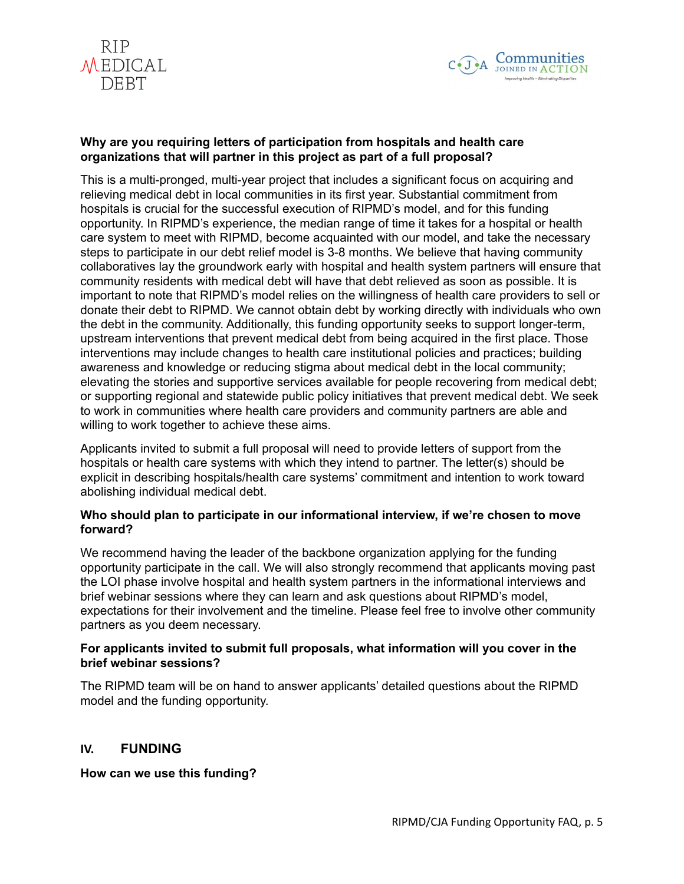**Why are you requiring letters of participation from hospitals and health care organizations that will partner in this project as part of a full proposal?**

This is a multi-pronged, multi-year project that includes a significant focus on acquiring and relieving medical debt in local communities in its first year. Substantial commitment from hospitals is crucial for the successful execution of RIPMD's model, and for this funding opportunity. In RIPMD's experience, the median range of time it takes for a hospital or health care system to meet with RIPMD, become acquainted with our model, and take the necessary steps to participate in our debt relief model is 3-8 months. We believe that having community collaboratives lay the groundwork early with hospital and health system partners will ensure that community residents with medical debt will have that debt relieved as soon as possible. It is important to note that RIPMD's model relies on the willingness of health care providers to sell or donate their debt to RIPMD. We cannot obtain debt by working directly with individuals who own the debt in the community. Additionally, this funding opportunity seeks to support longer-term, upstream interventions that prevent medical debt from being acquired in the first place. Those interventions may include changes to health care institutional policies and practices; building awareness and knowledge or reducing stigma about medical debt in the local community; elevating the stories and supportive services available for people recovering from medical debt; or supporting regional and statewide public policy initiatives that prevent medical debt. We seek to work in communities where health care providers and community partners are able and willing to work together to achieve these aims.

Applicants invited to submit a full proposal will need to provide letters of support from the hospitals or health care systems with which they intend to partner. The letter(s) should be explicit in describing hospitals/health care systems' commitment and intention to work toward abolishing individual medical debt.

**Who should plan to participate in our informational interview, if we're chosen to move forward?**

We recommend having the leader of the backbone organization applying for the funding opportunity participate in the call. We will also strongly recommend that applicants moving past the LOI phase involve hospital and health system partners in the informational interviews and brief webinar sessions where they can learn and ask questions about RIPMD's model, expectations for their involvement and the timeline. Please feel free to involve other community partners as you deem necessary.

**For applicants invited to submit full proposals, what information will you cover in the brief webinar sessions?**

The RIPMD team will be on hand to answer applicants' detailed questions about the RIPMD model and the funding opportunity.

## IV. FUNDING

**How can we use this funding?**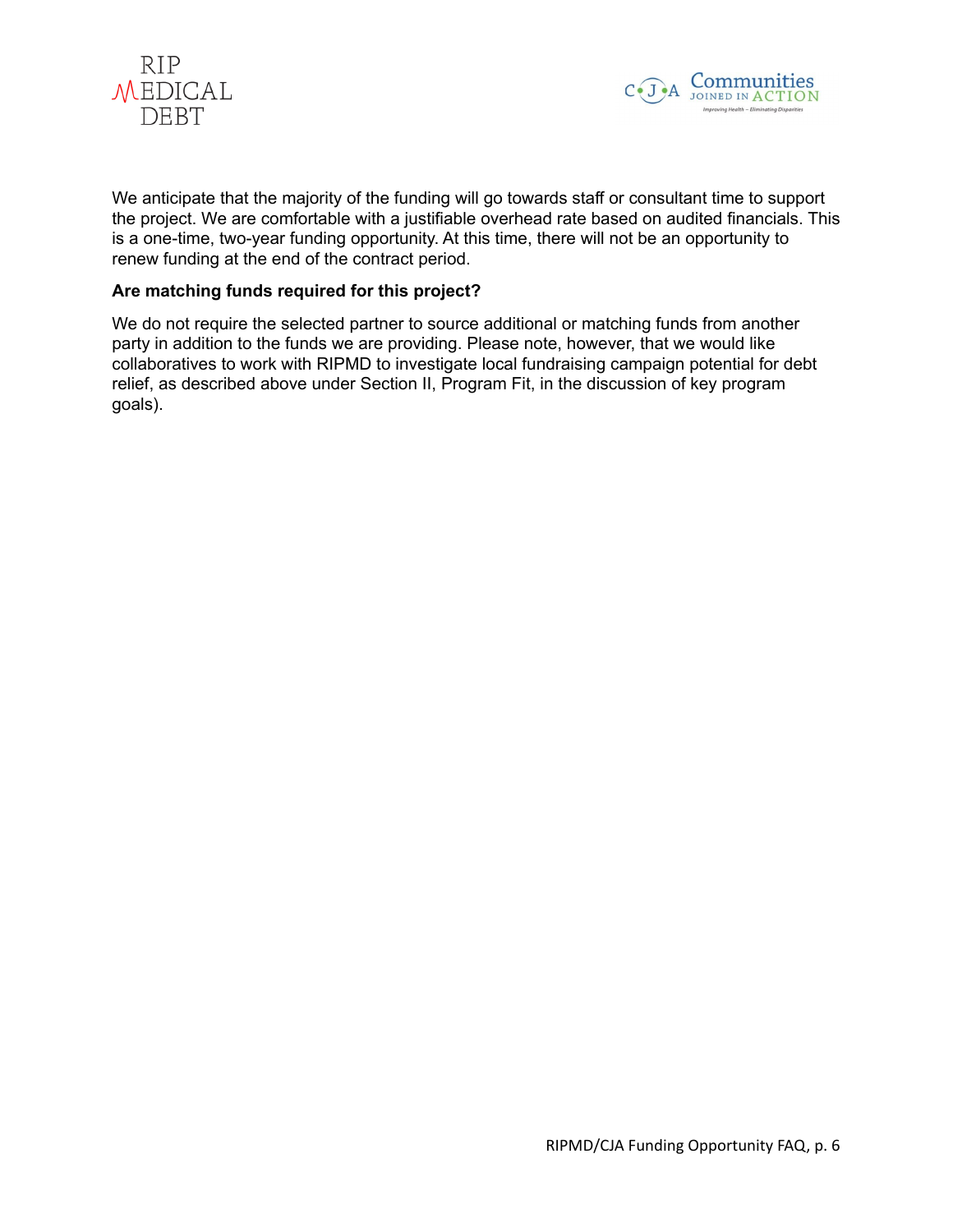We anticipate that the majority of the funding will go towards staff or consultant time to support the project. We are comfortable with a justifiable overhead rate based on audited financials. This is a one-time, two-year funding opportunity. At this time, there will not be an opportunity to renew funding at the end of the contract period.

**Are matching funds required for this project?**

We do not require the selected partner to source additional or matching funds from another party in addition to the funds we are providing. Please note, however, that we would like collaboratives to work with RIPMD to investigate local fundraising campaign potential for debt relief, as described above under Section II, Program Fit, in the discussion of key program goals).